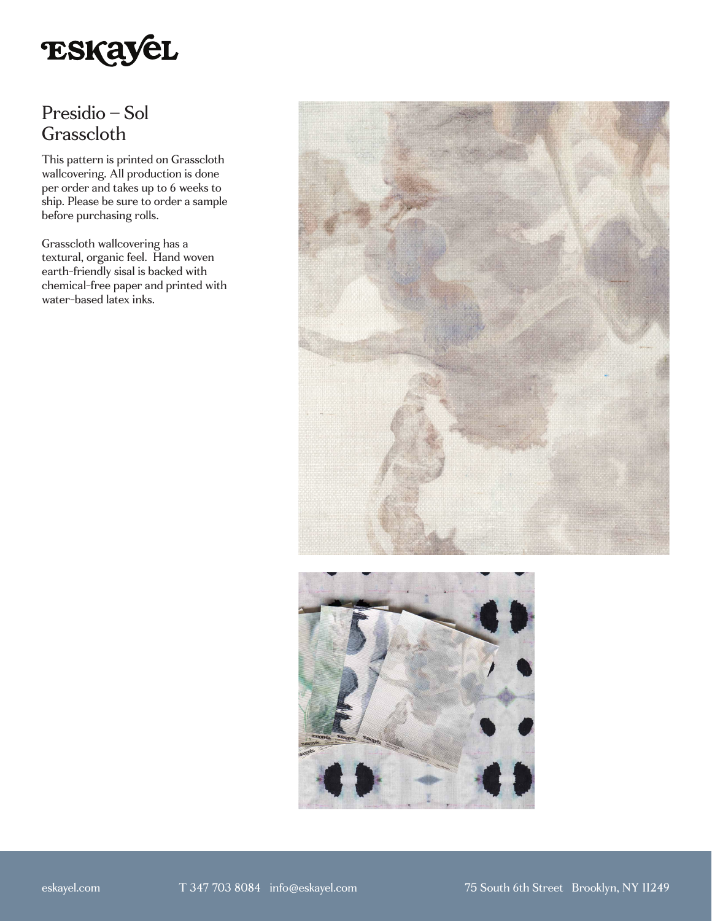# ESKAYEL

## Presidio – Sol Grasscloth

This pattern is printed on Grasscloth wallcovering. All production is done per order and takes up to 6 weeks to ship. Please be sure to order a sample before purchasing rolls.

Grasscloth wallcovering has a textural, organic feel. Hand woven earth-friendly sisal is backed with chemical-free paper and printed with water-based latex inks.

eskayel.com T 347 703 8084 info@eskayel.com 75 South 6th Street Brooklyn, NY 11249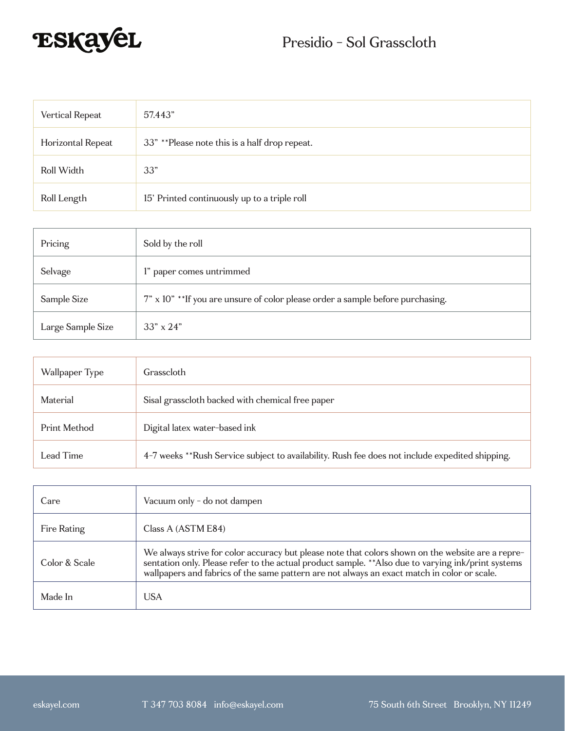# Presidio - Sol Grasscloth

| | |
|---|---|
| Vertical Repeat | 57.443” |
| Horizontal Repeat | 33” **Please note this is a half drop repeat. |
| Roll Width | 33” |
| Roll Length | 15’ Printed continuously up to a triple roll |

| | |
|---|---|
| Pricing | Sold by the roll |
| Selvage | 1” paper comes untrimmed |
| Sample Size | 7” x 10” **If you are unsure of color please order a sample before purchasing. |
| Large Sample Size | 33” x 24” |

| | |
|---|---|
| Wallpaper Type | Grasscloth |
| Material | Sisal grasscloth backed with chemical free paper |
| Print Method | Digital latex water-based ink |
| Lead Time | 4-7 weeks **Rush Service subject to availability. Rush fee does not include expedited shipping. |

| | |
|---|---|
| Care | Vacuum only - do not dampen |
| Fire Rating | Class A (ASTM E84) |
| Color & Scale | We always strive for color accuracy but please note that colors shown on the website are a representation only. Please refer to the actual product sample. **Also due to varying ink/print systems wallpapers and fabrics of the same pattern are not always an exact match in color or scale. |
| Made In | USA |

eskayel.com T 347 703 8084 info@eskayel.com 75 South 6th Street Brooklyn, NY 11249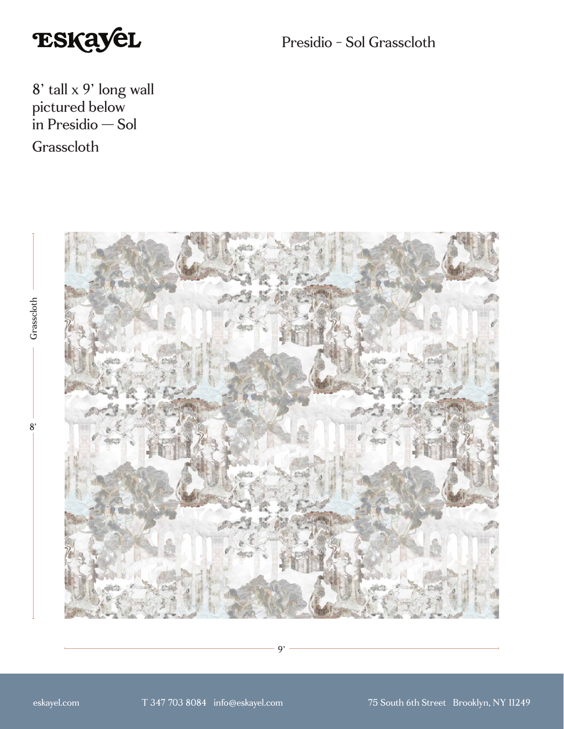Presidio - Sol Grasscloth

8' tall x 9' long wall pictured below in Presidio — Sol Grasscloth

Grasscloth

8'

9'

eskayel.com

T 347 703 8084 info@eskayel.com

75 South 6th Street Brooklyn, NY 11249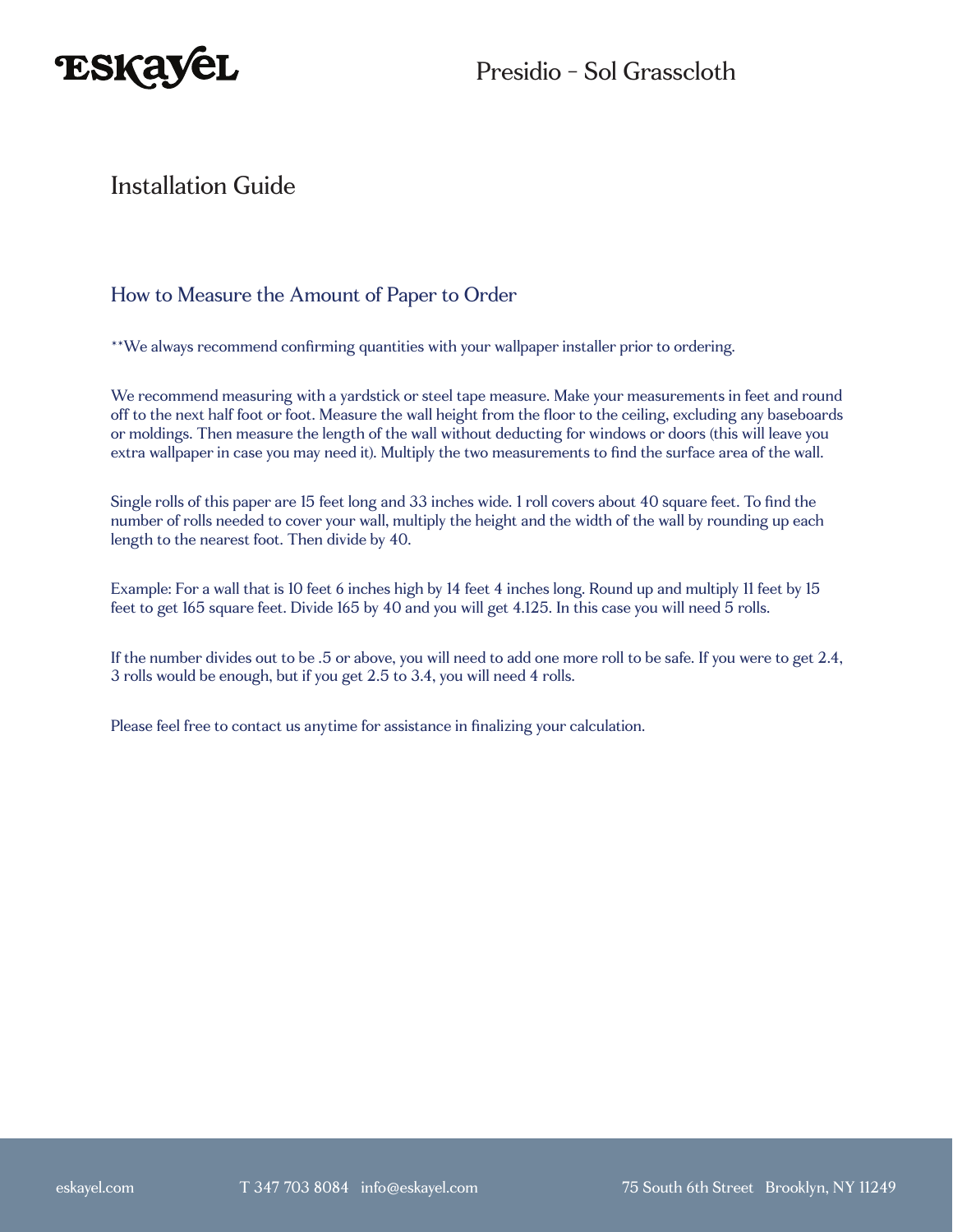# Installation Guide

## How to Measure the Amount of Paper to Order

**We always recommend confirming quantities with your wallpaper installer prior to ordering.

We recommend measuring with a yardstick or steel tape measure. Make your measurements in feet and round off to the next half foot or foot. Measure the wall height from the floor to the ceiling, excluding any baseboards or moldings. Then measure the length of the wall without deducting for windows or doors (this will leave you extra wallpaper in case you may need it). Multiply the two measurements to find the surface area of the wall.

Single rolls of this paper are 15 feet long and 33 inches wide. 1 roll covers about 40 square feet. To find the number of rolls needed to cover your wall, multiply the height and the width of the wall by rounding up each length to the nearest foot. Then divide by 40.

Example: For a wall that is 10 feet 6 inches high by 14 feet 4 inches long. Round up and multiply 11 feet by 15 feet to get 165 square feet. Divide 165 by 40 and you will get 4.125. In this case you will need 5 rolls.

If the number divides out to be .5 or above, you will need to add one more roll to be safe. If you were to get 2.4, 3 rolls would be enough, but if you get 2.5 to 3.4, you will need 4 rolls.

Please feel free to contact us anytime for assistance in finalizing your calculation.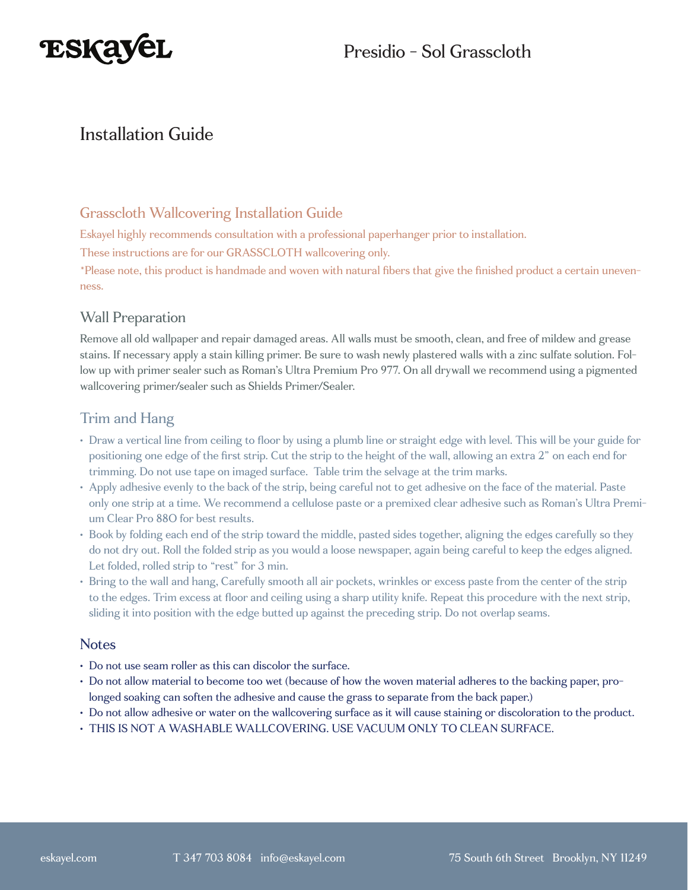# Presidio - Sol Grasscloth

## Installation Guide

### Grasscloth Wallcovering Installation Guide

Eskayel highly recommends consultation with a professional paperhanger prior to installation.

These instructions are for our GRASSCLOTH wallcovering only.

*Please note, this product is handmade and woven with natural fibers that give the finished product a certain unevenness.

### Wall Preparation

Remove all old wallpaper and repair damaged areas. All walls must be smooth, clean, and free of mildew and grease stains. If necessary apply a stain killing primer. Be sure to wash newly plastered walls with a zinc sulfate solution. Follow up with primer sealer such as Roman's Ultra Premium Pro 977. On all drywall we recommend using a pigmented wallcovering primer/sealer such as Shields Primer/Sealer.

### Trim and Hang

- Draw a vertical line from ceiling to floor by using a plumb line or straight edge with level. This will be your guide for positioning one edge of the first strip. Cut the strip to the height of the wall, allowing an extra 2" on each end for trimming. Do not use tape on imaged surface. Table trim the selvage at the trim marks.
- Apply adhesive evenly to the back of the strip, being careful not to get adhesive on the face of the material. Paste only one strip at a time. We recommend a cellulose paste or a premixed clear adhesive such as Roman's Ultra Premium Clear Pro 880 for best results.
- Book by folding each end of the strip toward the middle, pasted sides together, aligning the edges carefully so they do not dry out. Roll the folded strip as you would a loose newspaper, again being careful to keep the edges aligned. Let folded, rolled strip to "rest" for 3 min.
- Bring to the wall and hang, Carefully smooth all air pockets, wrinkles or excess paste from the center of the strip to the edges. Trim excess at floor and ceiling using a sharp utility knife. Repeat this procedure with the next strip, sliding it into position with the edge butted up against the preceding strip. Do not overlap seams.

### Notes

- Do not use seam roller as this can discolor the surface.
- Do not allow material to become too wet (because of how the woven material adheres to the backing paper, prolonged soaking can soften the adhesive and cause the grass to separate from the back paper.)
- Do not allow adhesive or water on the wallcovering surface as it will cause staining or discoloration to the product.
- THIS IS NOT A WASHABLE WALLCOVERING. USE VACUUM ONLY TO CLEAN SURFACE.